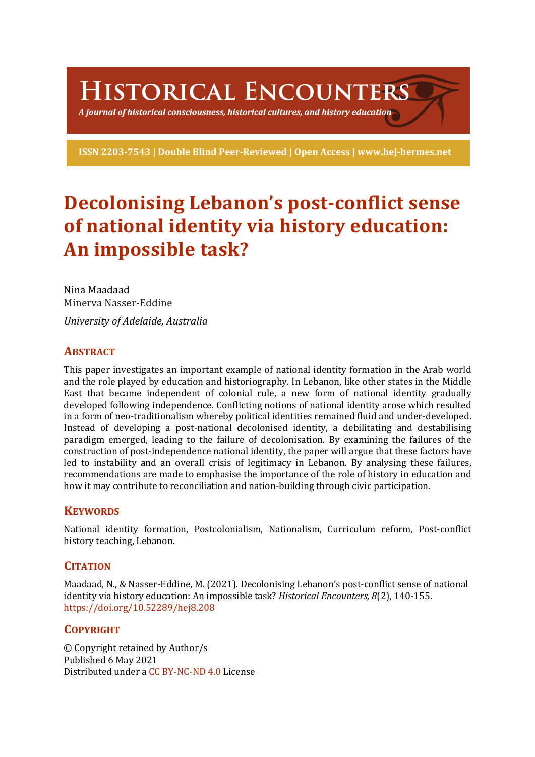# HISTORICAL ENCOUNTERS

*A journal of historical consciousness, historical cultures, and history education*

**ISSN 2203-7543 | Double Blind Peer-Reviewed | Open Access | www.hej-hermes.net**

# Decolonising Lebanon's post-conflict sense of national identity via history education: An impossible task?

Nina Maadaad
Minerva Nasser-Eddine

*University of Adelaide, Australia*

## ABSTRACT

This paper investigates an important example of national identity formation in the Arab world and the role played by education and historiography. In Lebanon, like other states in the Middle East that became independent of colonial rule, a new form of national identity gradually developed following independence. Conflicting notions of national identity arose which resulted in a form of neo-traditionalism whereby political identities remained fluid and under-developed. Instead of developing a post-national decolonised identity, a debilitating and destabilising paradigm emerged, leading to the failure of decolonisation. By examining the failures of the construction of post-independence national identity, the paper will argue that these factors have led to instability and an overall crisis of legitimacy in Lebanon. By analysing these failures, recommendations are made to emphasise the importance of the role of history in education and how it may contribute to reconciliation and nation-building through civic participation.

## KEYWORDS

National identity formation, Postcolonialism, Nationalism, Curriculum reform, Post-conflict history teaching, Lebanon.

## CITATION

Maadaad, N., & Nasser-Eddine, M. (2021). Decolonising Lebanon's post-conflict sense of national identity via history education: An impossible task? *Historical Encounters, 8*(2), 140-155. https://doi.org/10.52289/hej8.208

## COPYRIGHT

© Copyright retained by Author/s
Published 6 May 2021
Distributed under a CC BY-NC-ND 4.0 License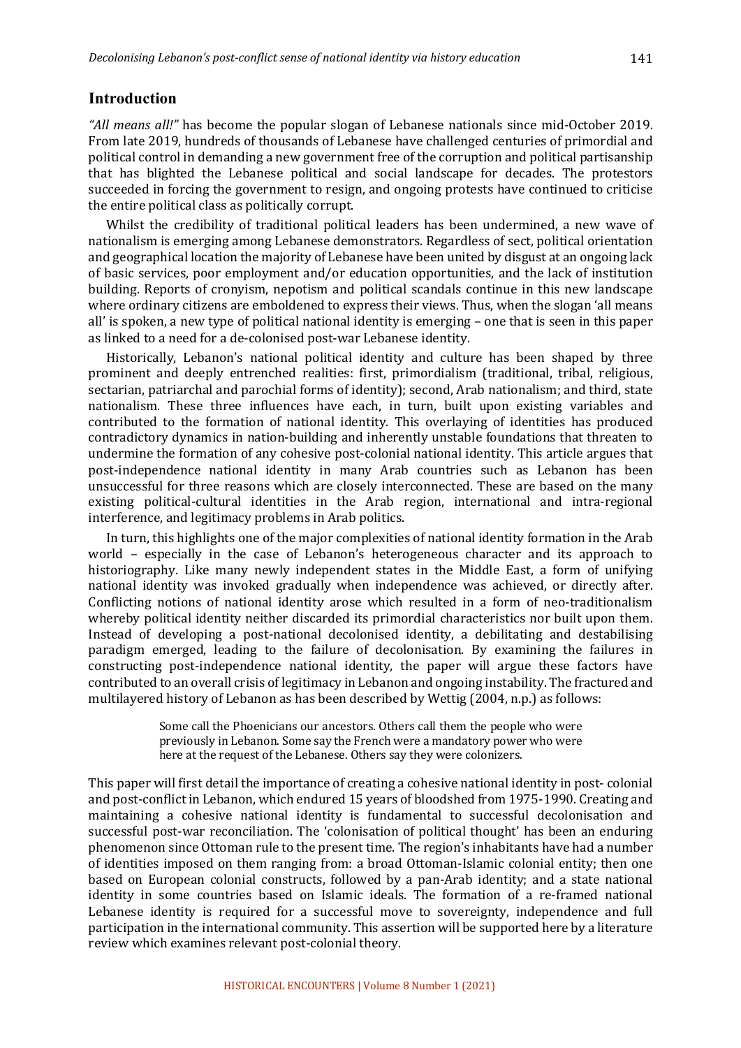## Introduction

*"All means all!"* has become the popular slogan of Lebanese nationals since mid-October 2019. From late 2019, hundreds of thousands of Lebanese have challenged centuries of primordial and political control in demanding a new government free of the corruption and political partisanship that has blighted the Lebanese political and social landscape for decades. The protestors succeeded in forcing the government to resign, and ongoing protests have continued to criticise the entire political class as politically corrupt.

Whilst the credibility of traditional political leaders has been undermined, a new wave of nationalism is emerging among Lebanese demonstrators. Regardless of sect, political orientation and geographical location the majority of Lebanese have been united by disgust at an ongoing lack of basic services, poor employment and/or education opportunities, and the lack of institution building. Reports of cronyism, nepotism and political scandals continue in this new landscape where ordinary citizens are emboldened to express their views. Thus, when the slogan 'all means all' is spoken, a new type of political national identity is emerging – one that is seen in this paper as linked to a need for a de-colonised post-war Lebanese identity.

Historically, Lebanon's national political identity and culture has been shaped by three prominent and deeply entrenched realities: first, primordialism (traditional, tribal, religious, sectarian, patriarchal and parochial forms of identity); second, Arab nationalism; and third, state nationalism. These three influences have each, in turn, built upon existing variables and contributed to the formation of national identity. This overlaying of identities has produced contradictory dynamics in nation-building and inherently unstable foundations that threaten to undermine the formation of any cohesive post-colonial national identity. This article argues that post-independence national identity in many Arab countries such as Lebanon has been unsuccessful for three reasons which are closely interconnected. These are based on the many existing political-cultural identities in the Arab region, international and intra-regional interference, and legitimacy problems in Arab politics.

In turn, this highlights one of the major complexities of national identity formation in the Arab world – especially in the case of Lebanon's heterogeneous character and its approach to historiography. Like many newly independent states in the Middle East, a form of unifying national identity was invoked gradually when independence was achieved, or directly after. Conflicting notions of national identity arose which resulted in a form of neo-traditionalism whereby political identity neither discarded its primordial characteristics nor built upon them. Instead of developing a post-national decolonised identity, a debilitating and destabilising paradigm emerged, leading to the failure of decolonisation. By examining the failures in constructing post-independence national identity, the paper will argue these factors have contributed to an overall crisis of legitimacy in Lebanon and ongoing instability. The fractured and multilayered history of Lebanon as has been described by Wettig (2004, n.p.) as follows:

> Some call the Phoenicians our ancestors. Others call them the people who were previously in Lebanon. Some say the French were a mandatory power who were here at the request of the Lebanese. Others say they were colonizers.

This paper will first detail the importance of creating a cohesive national identity in post- colonial and post-conflict in Lebanon, which endured 15 years of bloodshed from 1975-1990. Creating and maintaining a cohesive national identity is fundamental to successful decolonisation and successful post-war reconciliation. The 'colonisation of political thought' has been an enduring phenomenon since Ottoman rule to the present time. The region's inhabitants have had a number of identities imposed on them ranging from: a broad Ottoman-Islamic colonial entity; then one based on European colonial constructs, followed by a pan-Arab identity; and a state national identity in some countries based on Islamic ideals. The formation of a re-framed national Lebanese identity is required for a successful move to sovereignty, independence and full participation in the international community. This assertion will be supported here by a literature review which examines relevant post-colonial theory.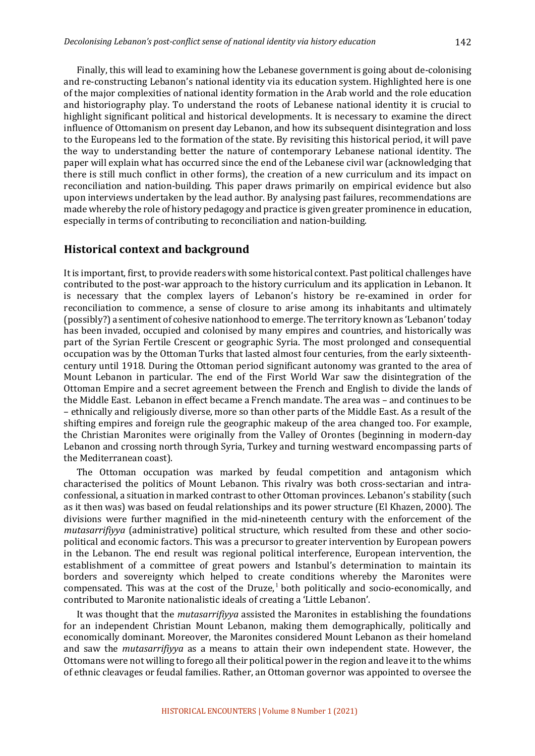Finally, this will lead to examining how the Lebanese government is going about de-colonising and re-constructing Lebanon's national identity via its education system. Highlighted here is one of the major complexities of national identity formation in the Arab world and the role education and historiography play. To understand the roots of Lebanese national identity it is crucial to highlight significant political and historical developments. It is necessary to examine the direct influence of Ottomanism on present day Lebanon, and how its subsequent disintegration and loss to the Europeans led to the formation of the state. By revisiting this historical period, it will pave the way to understanding better the nature of contemporary Lebanese national identity. The paper will explain what has occurred since the end of the Lebanese civil war (acknowledging that there is still much conflict in other forms), the creation of a new curriculum and its impact on reconciliation and nation-building. This paper draws primarily on empirical evidence but also upon interviews undertaken by the lead author. By analysing past failures, recommendations are made whereby the role of history pedagogy and practice is given greater prominence in education, especially in terms of contributing to reconciliation and nation-building.

## Historical context and background

It is important, first, to provide readers with some historical context. Past political challenges have contributed to the post-war approach to the history curriculum and its application in Lebanon. It is necessary that the complex layers of Lebanon's history be re-examined in order for reconciliation to commence, a sense of closure to arise among its inhabitants and ultimately (possibly?) a sentiment of cohesive nationhood to emerge. The territory known as 'Lebanon' today has been invaded, occupied and colonised by many empires and countries, and historically was part of the Syrian Fertile Crescent or geographic Syria. The most prolonged and consequential occupation was by the Ottoman Turks that lasted almost four centuries, from the early sixteenth-century until 1918. During the Ottoman period significant autonomy was granted to the area of Mount Lebanon in particular. The end of the First World War saw the disintegration of the Ottoman Empire and a secret agreement between the French and English to divide the lands of the Middle East. Lebanon in effect became a French mandate. The area was – and continues to be – ethnically and religiously diverse, more so than other parts of the Middle East. As a result of the shifting empires and foreign rule the geographic makeup of the area changed too. For example, the Christian Maronites were originally from the Valley of Orontes (beginning in modern-day Lebanon and crossing north through Syria, Turkey and turning westward encompassing parts of the Mediterranean coast).

The Ottoman occupation was marked by feudal competition and antagonism which characterised the politics of Mount Lebanon. This rivalry was both cross-sectarian and intra-confessional, a situation in marked contrast to other Ottoman provinces. Lebanon's stability (such as it then was) was based on feudal relationships and its power structure (El Khazen, 2000). The divisions were further magnified in the mid-nineteenth century with the enforcement of the *mutasarrifiyya* (administrative) political structure, which resulted from these and other socio-political and economic factors. This was a precursor to greater intervention by European powers in the Lebanon. The end result was regional political interference, European intervention, the establishment of a committee of great powers and Istanbul's determination to maintain its borders and sovereignty which helped to create conditions whereby the Maronites were compensated. This was at the cost of the Druze,[1] both politically and socio-economically, and contributed to Maronite nationalistic ideals of creating a 'Little Lebanon'.

It was thought that the *mutasarrifiyya* assisted the Maronites in establishing the foundations for an independent Christian Mount Lebanon, making them demographically, politically and economically dominant. Moreover, the Maronites considered Mount Lebanon as their homeland and saw the *mutasarrifiyya* as a means to attain their own independent state. However, the Ottomans were not willing to forego all their political power in the region and leave it to the whims of ethnic cleavages or feudal families. Rather, an Ottoman governor was appointed to oversee the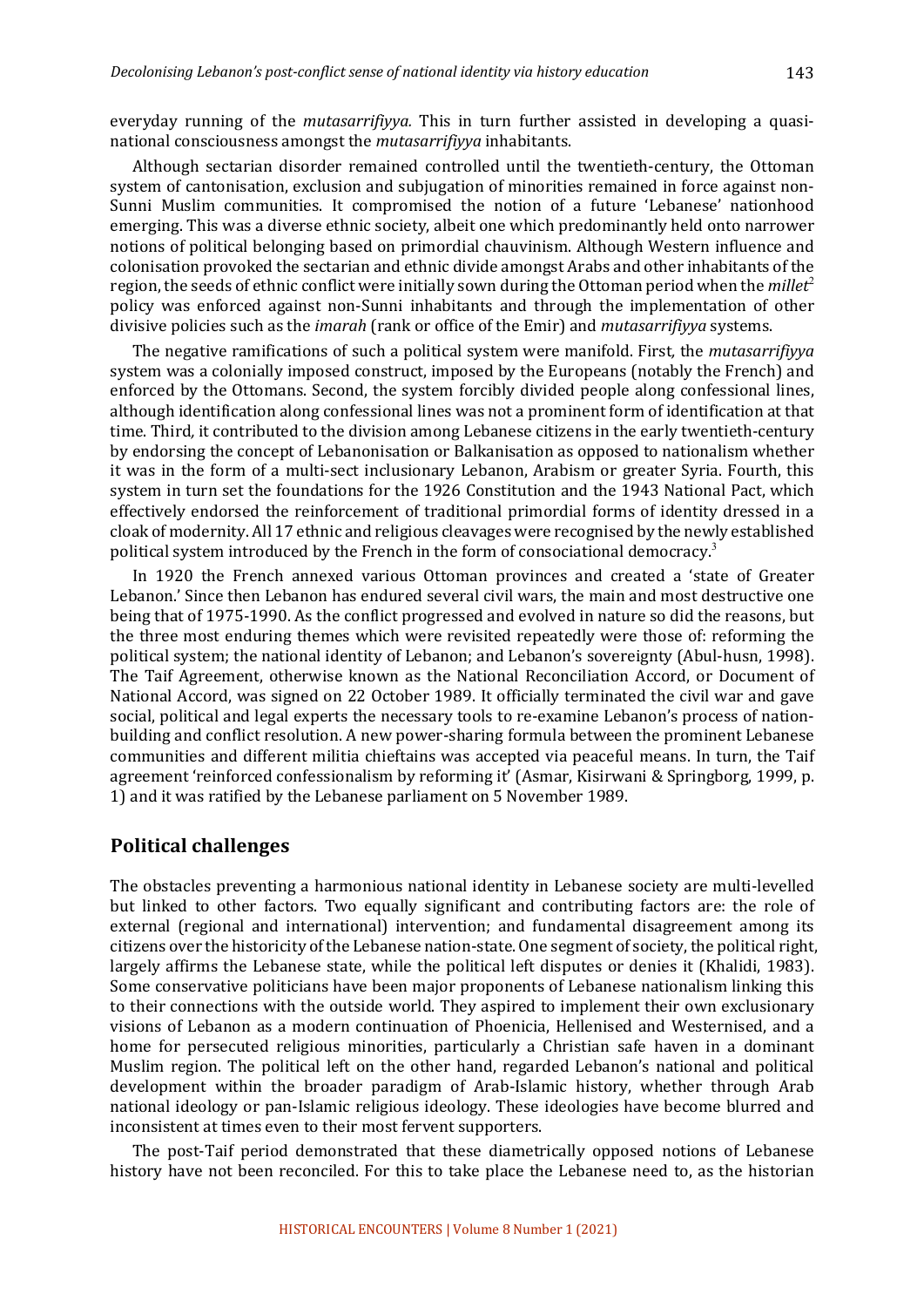everyday running of the *mutasarrifiyya.* This in turn further assisted in developing a quasi-national consciousness amongst the *mutasarrifiyya* inhabitants.

Although sectarian disorder remained controlled until the twentieth-century, the Ottoman system of cantonisation, exclusion and subjugation of minorities remained in force against non-Sunni Muslim communities. It compromised the notion of a future 'Lebanese' nationhood emerging. This was a diverse ethnic society, albeit one which predominantly held onto narrower notions of political belonging based on primordial chauvinism. Although Western influence and colonisation provoked the sectarian and ethnic divide amongst Arabs and other inhabitants of the region, the seeds of ethnic conflict were initially sown during the Ottoman period when the *millet*[2] policy was enforced against non-Sunni inhabitants and through the implementation of other divisive policies such as the *imarah* (rank or office of the Emir) and *mutasarrifiyya* systems.

The negative ramifications of such a political system were manifold. First, the *mutasarrifiyya* system was a colonially imposed construct, imposed by the Europeans (notably the French) and enforced by the Ottomans. Second, the system forcibly divided people along confessional lines, although identification along confessional lines was not a prominent form of identification at that time. Third, it contributed to the division among Lebanese citizens in the early twentieth-century by endorsing the concept of Lebanonisation or Balkanisation as opposed to nationalism whether it was in the form of a multi-sect inclusionary Lebanon, Arabism or greater Syria. Fourth, this system in turn set the foundations for the 1926 Constitution and the 1943 National Pact, which effectively endorsed the reinforcement of traditional primordial forms of identity dressed in a cloak of modernity. All 17 ethnic and religious cleavages were recognised by the newly established political system introduced by the French in the form of consociational democracy.[3]

In 1920 the French annexed various Ottoman provinces and created a 'state of Greater Lebanon.' Since then Lebanon has endured several civil wars, the main and most destructive one being that of 1975-1990. As the conflict progressed and evolved in nature so did the reasons, but the three most enduring themes which were revisited repeatedly were those of: reforming the political system; the national identity of Lebanon; and Lebanon's sovereignty (Abul-husn, 1998). The Taif Agreement, otherwise known as the National Reconciliation Accord, or Document of National Accord, was signed on 22 October 1989. It officially terminated the civil war and gave social, political and legal experts the necessary tools to re-examine Lebanon's process of nation-building and conflict resolution. A new power-sharing formula between the prominent Lebanese communities and different militia chieftains was accepted via peaceful means. In turn, the Taif agreement 'reinforced confessionalism by reforming it' (Asmar, Kisirwani & Springborg, 1999, p. 1) and it was ratified by the Lebanese parliament on 5 November 1989.

## Political challenges

The obstacles preventing a harmonious national identity in Lebanese society are multi-levelled but linked to other factors. Two equally significant and contributing factors are: the role of external (regional and international) intervention; and fundamental disagreement among its citizens over the historicity of the Lebanese nation-state. One segment of society, the political right, largely affirms the Lebanese state, while the political left disputes or denies it (Khalidi, 1983). Some conservative politicians have been major proponents of Lebanese nationalism linking this to their connections with the outside world. They aspired to implement their own exclusionary visions of Lebanon as a modern continuation of Phoenicia, Hellenised and Westernised, and a home for persecuted religious minorities, particularly a Christian safe haven in a dominant Muslim region. The political left on the other hand, regarded Lebanon's national and political development within the broader paradigm of Arab-Islamic history, whether through Arab national ideology or pan-Islamic religious ideology. These ideologies have become blurred and inconsistent at times even to their most fervent supporters.

The post-Taif period demonstrated that these diametrically opposed notions of Lebanese history have not been reconciled. For this to take place the Lebanese need to, as the historian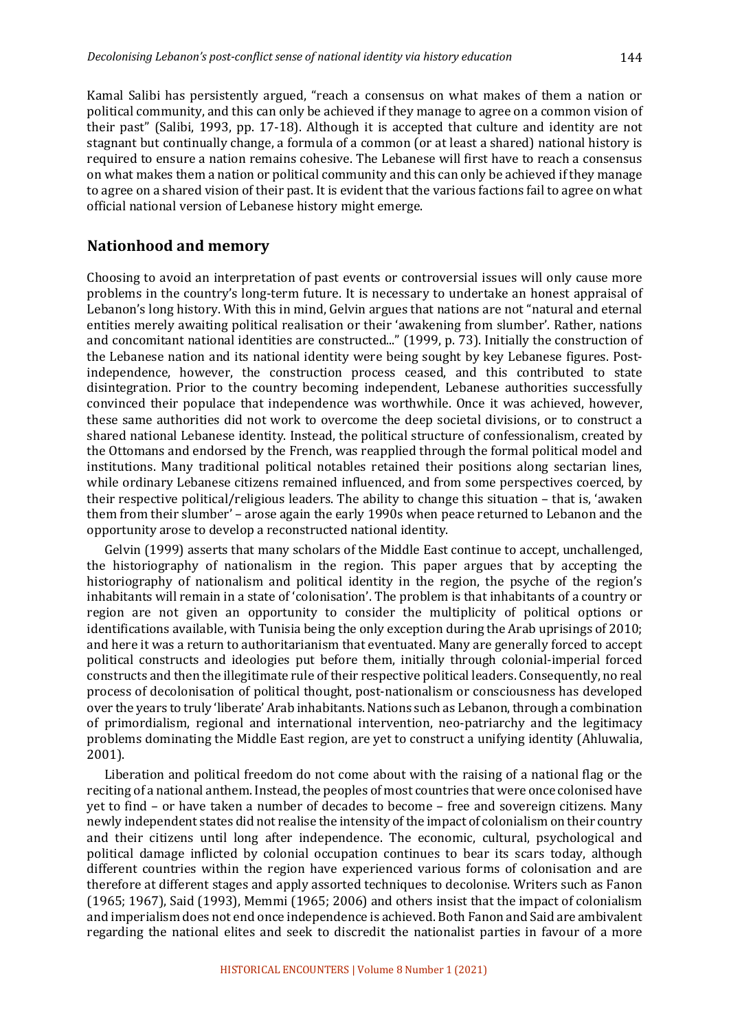Kamal Salibi has persistently argued, "reach a consensus on what makes of them a nation or political community, and this can only be achieved if they manage to agree on a common vision of their past" (Salibi, 1993, pp. 17-18). Although it is accepted that culture and identity are not stagnant but continually change, a formula of a common (or at least a shared) national history is required to ensure a nation remains cohesive. The Lebanese will first have to reach a consensus on what makes them a nation or political community and this can only be achieved if they manage to agree on a shared vision of their past. It is evident that the various factions fail to agree on what official national version of Lebanese history might emerge.

## Nationhood and memory

Choosing to avoid an interpretation of past events or controversial issues will only cause more problems in the country's long-term future. It is necessary to undertake an honest appraisal of Lebanon's long history. With this in mind, Gelvin argues that nations are not "natural and eternal entities merely awaiting political realisation or their 'awakening from slumber'. Rather, nations and concomitant national identities are constructed..." (1999, p. 73). Initially the construction of the Lebanese nation and its national identity were being sought by key Lebanese figures. Post-independence, however, the construction process ceased, and this contributed to state disintegration. Prior to the country becoming independent, Lebanese authorities successfully convinced their populace that independence was worthwhile. Once it was achieved, however, these same authorities did not work to overcome the deep societal divisions, or to construct a shared national Lebanese identity. Instead, the political structure of confessionalism, created by the Ottomans and endorsed by the French, was reapplied through the formal political model and institutions. Many traditional political notables retained their positions along sectarian lines, while ordinary Lebanese citizens remained influenced, and from some perspectives coerced, by their respective political/religious leaders. The ability to change this situation – that is, 'awaken them from their slumber' – arose again the early 1990s when peace returned to Lebanon and the opportunity arose to develop a reconstructed national identity.

Gelvin (1999) asserts that many scholars of the Middle East continue to accept, unchallenged, the historiography of nationalism in the region. This paper argues that by accepting the historiography of nationalism and political identity in the region, the psyche of the region's inhabitants will remain in a state of 'colonisation'. The problem is that inhabitants of a country or region are not given an opportunity to consider the multiplicity of political options or identifications available, with Tunisia being the only exception during the Arab uprisings of 2010; and here it was a return to authoritarianism that eventuated. Many are generally forced to accept political constructs and ideologies put before them, initially through colonial-imperial forced constructs and then the illegitimate rule of their respective political leaders. Consequently, no real process of decolonisation of political thought, post-nationalism or consciousness has developed over the years to truly 'liberate' Arab inhabitants. Nations such as Lebanon, through a combination of primordialism, regional and international intervention, neo-patriarchy and the legitimacy problems dominating the Middle East region, are yet to construct a unifying identity (Ahluwalia, 2001).

Liberation and political freedom do not come about with the raising of a national flag or the reciting of a national anthem. Instead, the peoples of most countries that were once colonised have yet to find – or have taken a number of decades to become – free and sovereign citizens. Many newly independent states did not realise the intensity of the impact of colonialism on their country and their citizens until long after independence. The economic, cultural, psychological and political damage inflicted by colonial occupation continues to bear its scars today, although different countries within the region have experienced various forms of colonisation and are therefore at different stages and apply assorted techniques to decolonise. Writers such as Fanon (1965; 1967), Said (1993), Memmi (1965; 2006) and others insist that the impact of colonialism and imperialism does not end once independence is achieved. Both Fanon and Said are ambivalent regarding the national elites and seek to discredit the nationalist parties in favour of a more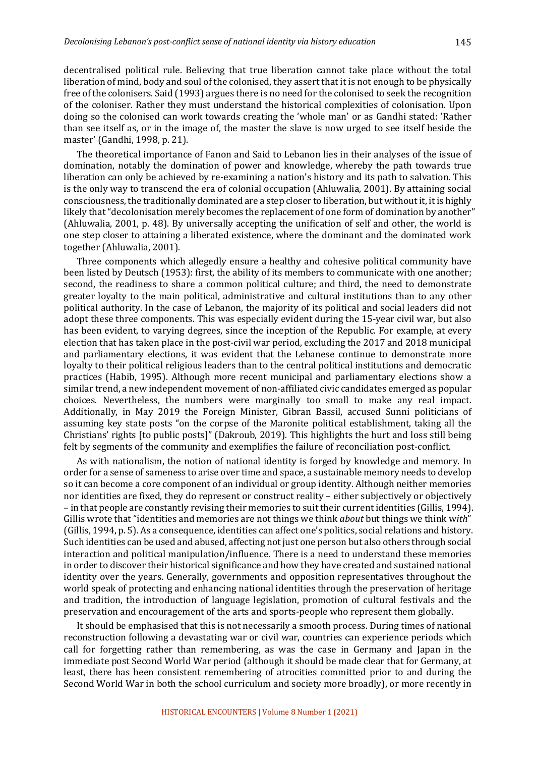decentralised political rule. Believing that true liberation cannot take place without the total liberation of mind, body and soul of the colonised, they assert that it is not enough to be physically free of the colonisers. Said (1993) argues there is no need for the colonised to seek the recognition of the coloniser. Rather they must understand the historical complexities of colonisation. Upon doing so the colonised can work towards creating the 'whole man' or as Gandhi stated: 'Rather than see itself as, or in the image of, the master the slave is now urged to see itself beside the master' (Gandhi, 1998, p. 21).

The theoretical importance of Fanon and Said to Lebanon lies in their analyses of the issue of domination, notably the domination of power and knowledge, whereby the path towards true liberation can only be achieved by re-examining a nation's history and its path to salvation. This is the only way to transcend the era of colonial occupation (Ahluwalia, 2001). By attaining social consciousness, the traditionally dominated are a step closer to liberation, but without it, it is highly likely that "decolonisation merely becomes the replacement of one form of domination by another" (Ahluwalia, 2001, p. 48). By universally accepting the unification of self and other, the world is one step closer to attaining a liberated existence, where the dominant and the dominated work together (Ahluwalia, 2001).

Three components which allegedly ensure a healthy and cohesive political community have been listed by Deutsch (1953): first, the ability of its members to communicate with one another; second, the readiness to share a common political culture; and third, the need to demonstrate greater loyalty to the main political, administrative and cultural institutions than to any other political authority. In the case of Lebanon, the majority of its political and social leaders did not adopt these three components. This was especially evident during the 15-year civil war, but also has been evident, to varying degrees, since the inception of the Republic. For example, at every election that has taken place in the post-civil war period, excluding the 2017 and 2018 municipal and parliamentary elections, it was evident that the Lebanese continue to demonstrate more loyalty to their political religious leaders than to the central political institutions and democratic practices (Habib, 1995). Although more recent municipal and parliamentary elections show a similar trend, a new independent movement of non-affiliated civic candidates emerged as popular choices. Nevertheless, the numbers were marginally too small to make any real impact. Additionally, in May 2019 the Foreign Minister, Gibran Bassil, accused Sunni politicians of assuming key state posts "on the corpse of the Maronite political establishment, taking all the Christians' rights [to public posts]" (Dakroub, 2019). This highlights the hurt and loss still being felt by segments of the community and exemplifies the failure of reconciliation post-conflict.

As with nationalism, the notion of national identity is forged by knowledge and memory. In order for a sense of sameness to arise over time and space, a sustainable memory needs to develop so it can become a core component of an individual or group identity. Although neither memories nor identities are fixed, they do represent or construct reality – either subjectively or objectively – in that people are constantly revising their memories to suit their current identities (Gillis, 1994). Gillis wrote that "identities and memories are not things we think *about* but things we think *with*" (Gillis, 1994, p. 5). As a consequence, identities can affect one's politics, social relations and history. Such identities can be used and abused, affecting not just one person but also others through social interaction and political manipulation/influence. There is a need to understand these memories in order to discover their historical significance and how they have created and sustained national identity over the years. Generally, governments and opposition representatives throughout the world speak of protecting and enhancing national identities through the preservation of heritage and tradition, the introduction of language legislation, promotion of cultural festivals and the preservation and encouragement of the arts and sports-people who represent them globally.

It should be emphasised that this is not necessarily a smooth process. During times of national reconstruction following a devastating war or civil war, countries can experience periods which call for forgetting rather than remembering, as was the case in Germany and Japan in the immediate post Second World War period (although it should be made clear that for Germany, at least, there has been consistent remembering of atrocities committed prior to and during the Second World War in both the school curriculum and society more broadly), or more recently in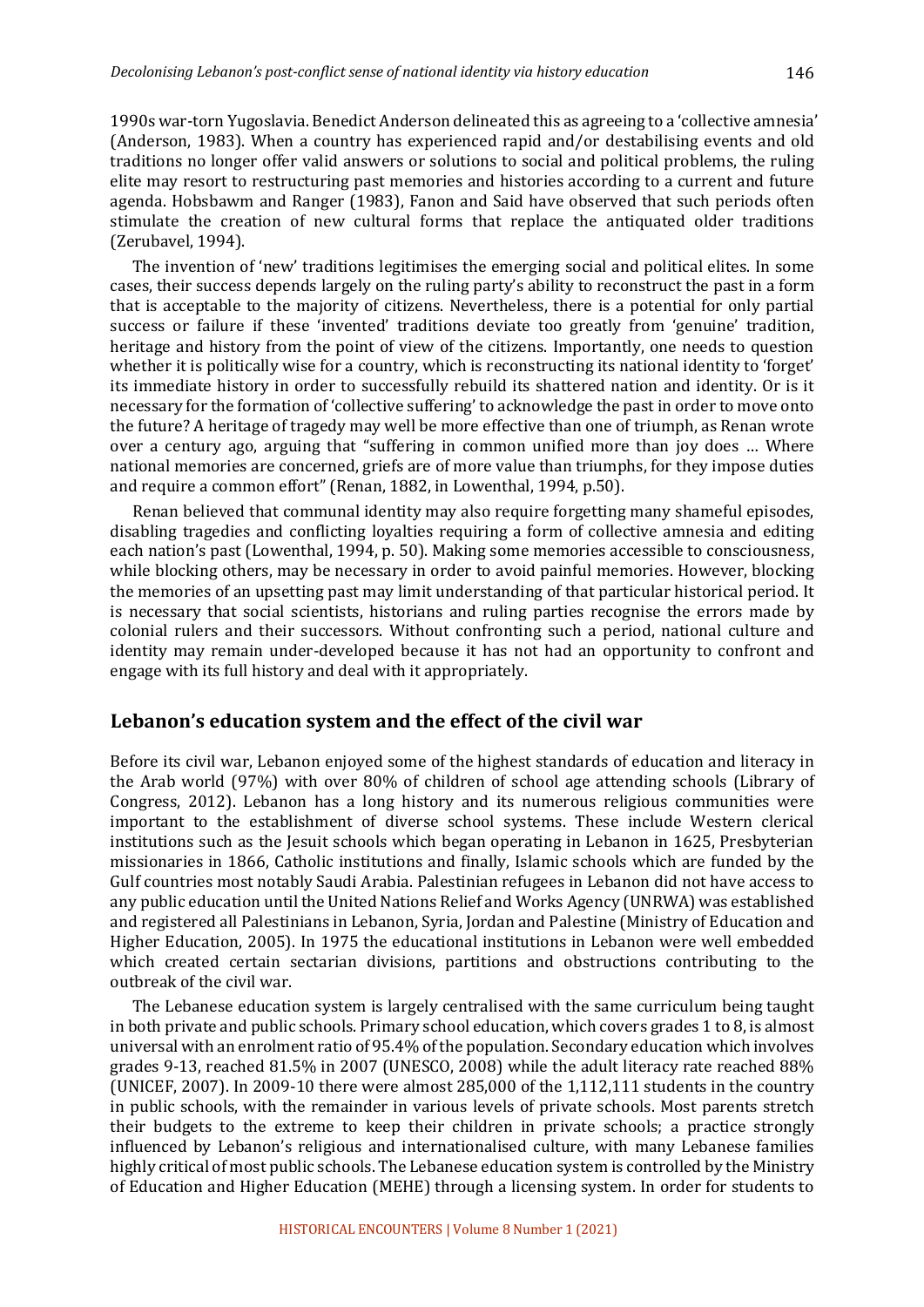1990s war-torn Yugoslavia. Benedict Anderson delineated this as agreeing to a 'collective amnesia' (Anderson, 1983). When a country has experienced rapid and/or destabilising events and old traditions no longer offer valid answers or solutions to social and political problems, the ruling elite may resort to restructuring past memories and histories according to a current and future agenda. Hobsbawm and Ranger (1983), Fanon and Said have observed that such periods often stimulate the creation of new cultural forms that replace the antiquated older traditions (Zerubavel, 1994).

The invention of 'new' traditions legitimises the emerging social and political elites. In some cases, their success depends largely on the ruling party's ability to reconstruct the past in a form that is acceptable to the majority of citizens. Nevertheless, there is a potential for only partial success or failure if these 'invented' traditions deviate too greatly from 'genuine' tradition, heritage and history from the point of view of the citizens. Importantly, one needs to question whether it is politically wise for a country, which is reconstructing its national identity to 'forget' its immediate history in order to successfully rebuild its shattered nation and identity. Or is it necessary for the formation of 'collective suffering' to acknowledge the past in order to move onto the future? A heritage of tragedy may well be more effective than one of triumph, as Renan wrote over a century ago, arguing that "suffering in common unified more than joy does … Where national memories are concerned, griefs are of more value than triumphs, for they impose duties and require a common effort" (Renan, 1882, in Lowenthal, 1994, p.50).

Renan believed that communal identity may also require forgetting many shameful episodes, disabling tragedies and conflicting loyalties requiring a form of collective amnesia and editing each nation's past (Lowenthal, 1994, p. 50). Making some memories accessible to consciousness, while blocking others, may be necessary in order to avoid painful memories. However, blocking the memories of an upsetting past may limit understanding of that particular historical period. It is necessary that social scientists, historians and ruling parties recognise the errors made by colonial rulers and their successors. Without confronting such a period, national culture and identity may remain under-developed because it has not had an opportunity to confront and engage with its full history and deal with it appropriately.

## Lebanon's education system and the effect of the civil war

Before its civil war, Lebanon enjoyed some of the highest standards of education and literacy in the Arab world (97%) with over 80% of children of school age attending schools (Library of Congress, 2012). Lebanon has a long history and its numerous religious communities were important to the establishment of diverse school systems. These include Western clerical institutions such as the Jesuit schools which began operating in Lebanon in 1625, Presbyterian missionaries in 1866, Catholic institutions and finally, Islamic schools which are funded by the Gulf countries most notably Saudi Arabia. Palestinian refugees in Lebanon did not have access to any public education until the United Nations Relief and Works Agency (UNRWA) was established and registered all Palestinians in Lebanon, Syria, Jordan and Palestine (Ministry of Education and Higher Education, 2005). In 1975 the educational institutions in Lebanon were well embedded which created certain sectarian divisions, partitions and obstructions contributing to the outbreak of the civil war.

The Lebanese education system is largely centralised with the same curriculum being taught in both private and public schools. Primary school education, which covers grades 1 to 8, is almost universal with an enrolment ratio of 95.4% of the population. Secondary education which involves grades 9-13, reached 81.5% in 2007 (UNESCO, 2008) while the adult literacy rate reached 88% (UNICEF, 2007). In 2009-10 there were almost 285,000 of the 1,112,111 students in the country in public schools, with the remainder in various levels of private schools. Most parents stretch their budgets to the extreme to keep their children in private schools; a practice strongly influenced by Lebanon's religious and internationalised culture, with many Lebanese families highly critical of most public schools. The Lebanese education system is controlled by the Ministry of Education and Higher Education (MEHE) through a licensing system. In order for students to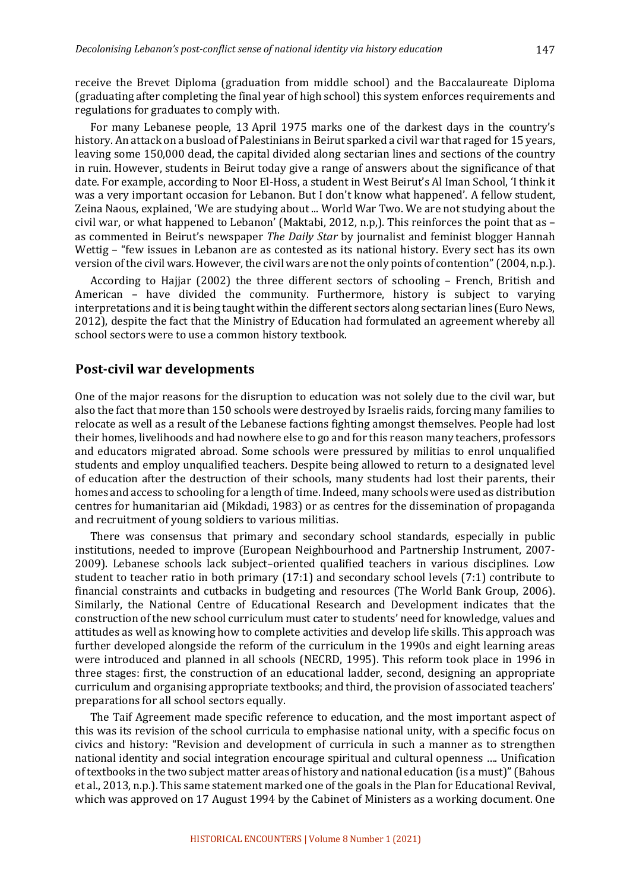receive the Brevet Diploma (graduation from middle school) and the Baccalaureate Diploma (graduating after completing the final year of high school) this system enforces requirements and regulations for graduates to comply with.

For many Lebanese people, 13 April 1975 marks one of the darkest days in the country's history. An attack on a busload of Palestinians in Beirut sparked a civil war that raged for 15 years, leaving some 150,000 dead, the capital divided along sectarian lines and sections of the country in ruin. However, students in Beirut today give a range of answers about the significance of that date. For example, according to Noor El-Hoss, a student in West Beirut's Al Iman School, 'I think it was a very important occasion for Lebanon. But I don't know what happened'. A fellow student, Zeina Naous, explained, 'We are studying about ... World War Two. We are not studying about the civil war, or what happened to Lebanon' (Maktabi, 2012, n.p,). This reinforces the point that as – as commented in Beirut's newspaper *The Daily Star* by journalist and feminist blogger Hannah Wettig – "few issues in Lebanon are as contested as its national history. Every sect has its own version of the civil wars. However, the civil wars are not the only points of contention" (2004, n.p.).

According to Hajjar (2002) the three different sectors of schooling – French, British and American – have divided the community. Furthermore, history is subject to varying interpretations and it is being taught within the different sectors along sectarian lines (Euro News, 2012), despite the fact that the Ministry of Education had formulated an agreement whereby all school sectors were to use a common history textbook.

## Post-civil war developments

One of the major reasons for the disruption to education was not solely due to the civil war, but also the fact that more than 150 schools were destroyed by Israelis raids, forcing many families to relocate as well as a result of the Lebanese factions fighting amongst themselves. People had lost their homes, livelihoods and had nowhere else to go and for this reason many teachers, professors and educators migrated abroad. Some schools were pressured by militias to enrol unqualified students and employ unqualified teachers. Despite being allowed to return to a designated level of education after the destruction of their schools, many students had lost their parents, their homes and access to schooling for a length of time. Indeed, many schools were used as distribution centres for humanitarian aid (Mikdadi, 1983) or as centres for the dissemination of propaganda and recruitment of young soldiers to various militias.

There was consensus that primary and secondary school standards, especially in public institutions, needed to improve (European Neighbourhood and Partnership Instrument, 2007-2009). Lebanese schools lack subject–oriented qualified teachers in various disciplines. Low student to teacher ratio in both primary (17:1) and secondary school levels (7:1) contribute to financial constraints and cutbacks in budgeting and resources (The World Bank Group, 2006). Similarly, the National Centre of Educational Research and Development indicates that the construction of the new school curriculum must cater to students' need for knowledge, values and attitudes as well as knowing how to complete activities and develop life skills. This approach was further developed alongside the reform of the curriculum in the 1990s and eight learning areas were introduced and planned in all schools (NECRD, 1995). This reform took place in 1996 in three stages: first, the construction of an educational ladder, second, designing an appropriate curriculum and organising appropriate textbooks; and third, the provision of associated teachers' preparations for all school sectors equally.

The Taif Agreement made specific reference to education, and the most important aspect of this was its revision of the school curricula to emphasise national unity, with a specific focus on civics and history: "Revision and development of curricula in such a manner as to strengthen national identity and social integration encourage spiritual and cultural openness …. Unification of textbooks in the two subject matter areas of history and national education (is a must)" (Bahous et al., 2013, n.p.). This same statement marked one of the goals in the Plan for Educational Revival, which was approved on 17 August 1994 by the Cabinet of Ministers as a working document. One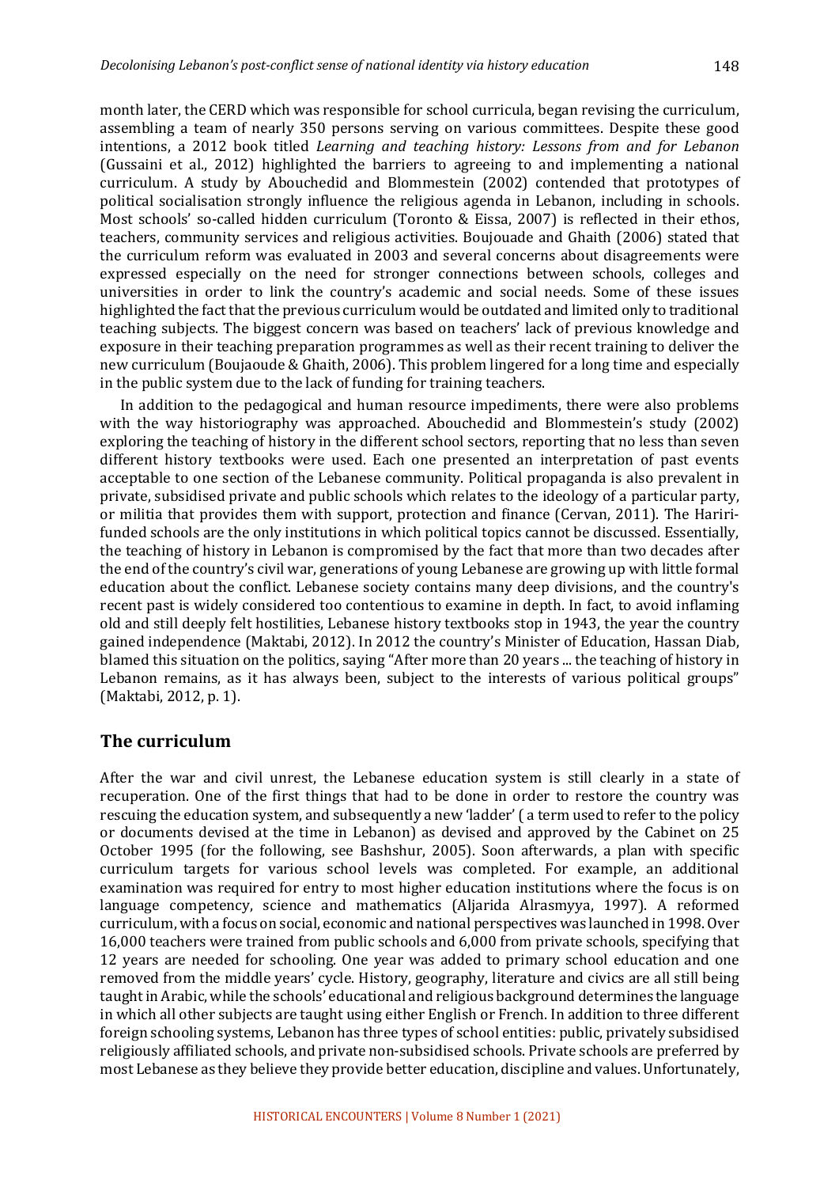month later, the CERD which was responsible for school curricula, began revising the curriculum, assembling a team of nearly 350 persons serving on various committees. Despite these good intentions, a 2012 book titled *Learning and teaching history: Lessons from and for Lebanon* (Gussaini et al., 2012) highlighted the barriers to agreeing to and implementing a national curriculum. A study by Abouchedid and Blommestein (2002) contended that prototypes of political socialisation strongly influence the religious agenda in Lebanon, including in schools. Most schools' so-called hidden curriculum (Toronto & Eissa, 2007) is reflected in their ethos, teachers, community services and religious activities. Boujouade and Ghaith (2006) stated that the curriculum reform was evaluated in 2003 and several concerns about disagreements were expressed especially on the need for stronger connections between schools, colleges and universities in order to link the country's academic and social needs. Some of these issues highlighted the fact that the previous curriculum would be outdated and limited only to traditional teaching subjects. The biggest concern was based on teachers' lack of previous knowledge and exposure in their teaching preparation programmes as well as their recent training to deliver the new curriculum (Boujaoude & Ghaith, 2006). This problem lingered for a long time and especially in the public system due to the lack of funding for training teachers.

In addition to the pedagogical and human resource impediments, there were also problems with the way historiography was approached. Abouchedid and Blommestein's study (2002) exploring the teaching of history in the different school sectors, reporting that no less than seven different history textbooks were used. Each one presented an interpretation of past events acceptable to one section of the Lebanese community. Political propaganda is also prevalent in private, subsidised private and public schools which relates to the ideology of a particular party, or militia that provides them with support, protection and finance (Cervan, 2011). The Hariri-funded schools are the only institutions in which political topics cannot be discussed. Essentially, the teaching of history in Lebanon is compromised by the fact that more than two decades after the end of the country's civil war, generations of young Lebanese are growing up with little formal education about the conflict. Lebanese society contains many deep divisions, and the country's recent past is widely considered too contentious to examine in depth. In fact, to avoid inflaming old and still deeply felt hostilities, Lebanese history textbooks stop in 1943, the year the country gained independence (Maktabi, 2012). In 2012 the country's Minister of Education, Hassan Diab, blamed this situation on the politics, saying "After more than 20 years ... the teaching of history in Lebanon remains, as it has always been, subject to the interests of various political groups" (Maktabi, 2012, p. 1).

## The curriculum

After the war and civil unrest, the Lebanese education system is still clearly in a state of recuperation. One of the first things that had to be done in order to restore the country was rescuing the education system, and subsequently a new 'ladder' ( a term used to refer to the policy or documents devised at the time in Lebanon) as devised and approved by the Cabinet on 25 October 1995 (for the following, see Bashshur, 2005). Soon afterwards, a plan with specific curriculum targets for various school levels was completed. For example, an additional examination was required for entry to most higher education institutions where the focus is on language competency, science and mathematics (Aljarida Alrasmyya, 1997). A reformed curriculum, with a focus on social, economic and national perspectives was launched in 1998. Over 16,000 teachers were trained from public schools and 6,000 from private schools, specifying that 12 years are needed for schooling. One year was added to primary school education and one removed from the middle years' cycle. History, geography, literature and civics are all still being taught in Arabic, while the schools' educational and religious background determines the language in which all other subjects are taught using either English or French. In addition to three different foreign schooling systems, Lebanon has three types of school entities: public, privately subsidised religiously affiliated schools, and private non-subsidised schools. Private schools are preferred by most Lebanese as they believe they provide better education, discipline and values. Unfortunately,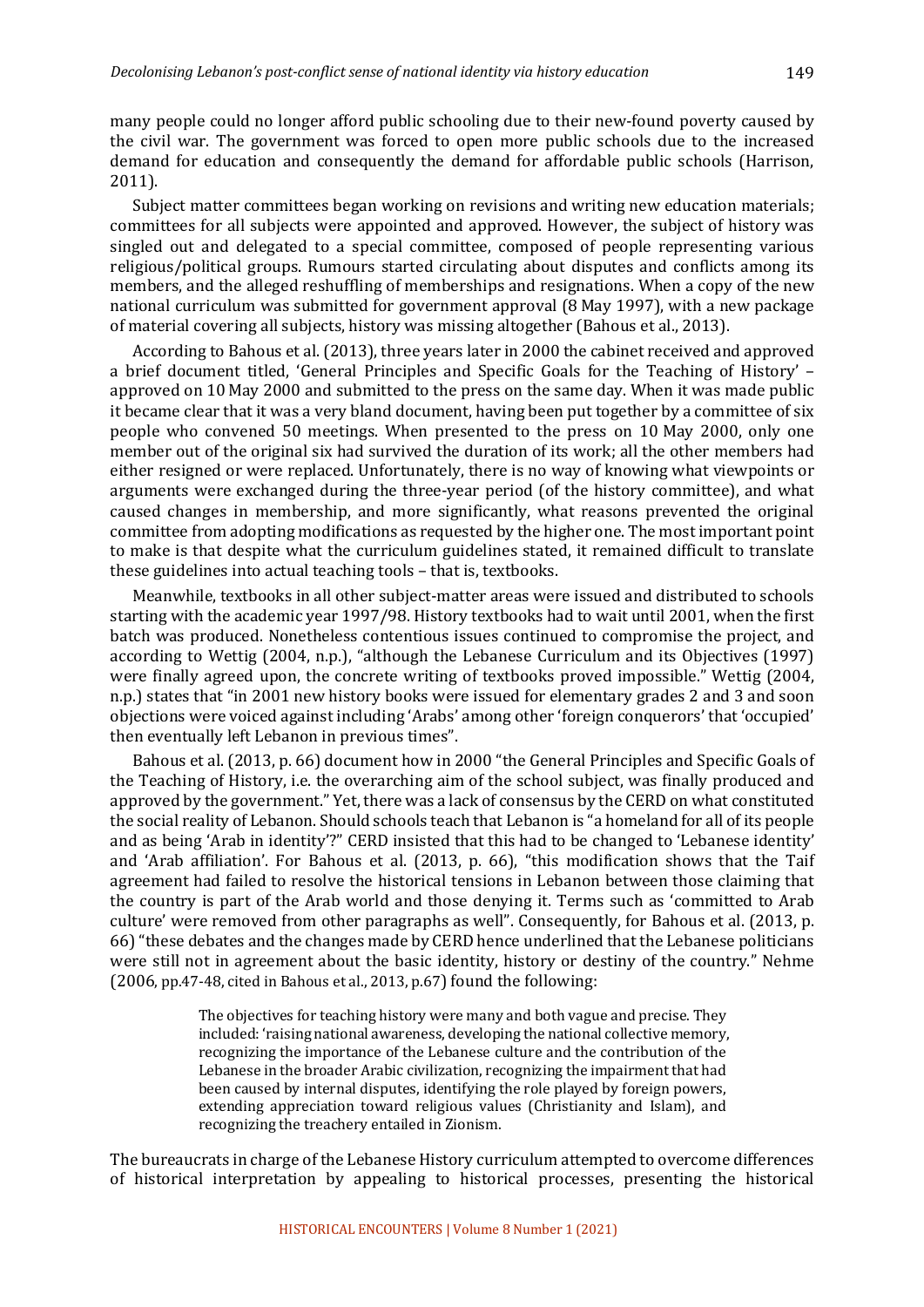many people could no longer afford public schooling due to their new-found poverty caused by the civil war. The government was forced to open more public schools due to the increased demand for education and consequently the demand for affordable public schools (Harrison, 2011).

Subject matter committees began working on revisions and writing new education materials; committees for all subjects were appointed and approved. However, the subject of history was singled out and delegated to a special committee, composed of people representing various religious/political groups. Rumours started circulating about disputes and conflicts among its members, and the alleged reshuffling of memberships and resignations. When a copy of the new national curriculum was submitted for government approval (8 May 1997), with a new package of material covering all subjects, history was missing altogether (Bahous et al., 2013).

According to Bahous et al. (2013), three years later in 2000 the cabinet received and approved a brief document titled, 'General Principles and Specific Goals for the Teaching of History' – approved on 10 May 2000 and submitted to the press on the same day. When it was made public it became clear that it was a very bland document, having been put together by a committee of six people who convened 50 meetings. When presented to the press on 10 May 2000, only one member out of the original six had survived the duration of its work; all the other members had either resigned or were replaced. Unfortunately, there is no way of knowing what viewpoints or arguments were exchanged during the three-year period (of the history committee), and what caused changes in membership, and more significantly, what reasons prevented the original committee from adopting modifications as requested by the higher one. The most important point to make is that despite what the curriculum guidelines stated, it remained difficult to translate these guidelines into actual teaching tools – that is, textbooks.

Meanwhile, textbooks in all other subject-matter areas were issued and distributed to schools starting with the academic year 1997/98. History textbooks had to wait until 2001, when the first batch was produced. Nonetheless contentious issues continued to compromise the project, and according to Wettig (2004, n.p.), "although the Lebanese Curriculum and its Objectives (1997) were finally agreed upon, the concrete writing of textbooks proved impossible." Wettig (2004, n.p.) states that "in 2001 new history books were issued for elementary grades 2 and 3 and soon objections were voiced against including 'Arabs' among other 'foreign conquerors' that 'occupied' then eventually left Lebanon in previous times".

Bahous et al. (2013, p. 66) document how in 2000 "the General Principles and Specific Goals of the Teaching of History, i.e. the overarching aim of the school subject, was finally produced and approved by the government." Yet, there was a lack of consensus by the CERD on what constituted the social reality of Lebanon. Should schools teach that Lebanon is "a homeland for all of its people and as being 'Arab in identity'?" CERD insisted that this had to be changed to 'Lebanese identity' and 'Arab affiliation'. For Bahous et al. (2013, p. 66), "this modification shows that the Taif agreement had failed to resolve the historical tensions in Lebanon between those claiming that the country is part of the Arab world and those denying it. Terms such as 'committed to Arab culture' were removed from other paragraphs as well". Consequently, for Bahous et al. (2013, p. 66) "these debates and the changes made by CERD hence underlined that the Lebanese politicians were still not in agreement about the basic identity, history or destiny of the country." Nehme (2006, pp.47-48, cited in Bahous et al., 2013, p.67) found the following:

> The objectives for teaching history were many and both vague and precise. They included: 'raising national awareness, developing the national collective memory, recognizing the importance of the Lebanese culture and the contribution of the Lebanese in the broader Arabic civilization, recognizing the impairment that had been caused by internal disputes, identifying the role played by foreign powers, extending appreciation toward religious values (Christianity and Islam), and recognizing the treachery entailed in Zionism.

The bureaucrats in charge of the Lebanese History curriculum attempted to overcome differences of historical interpretation by appealing to historical processes, presenting the historical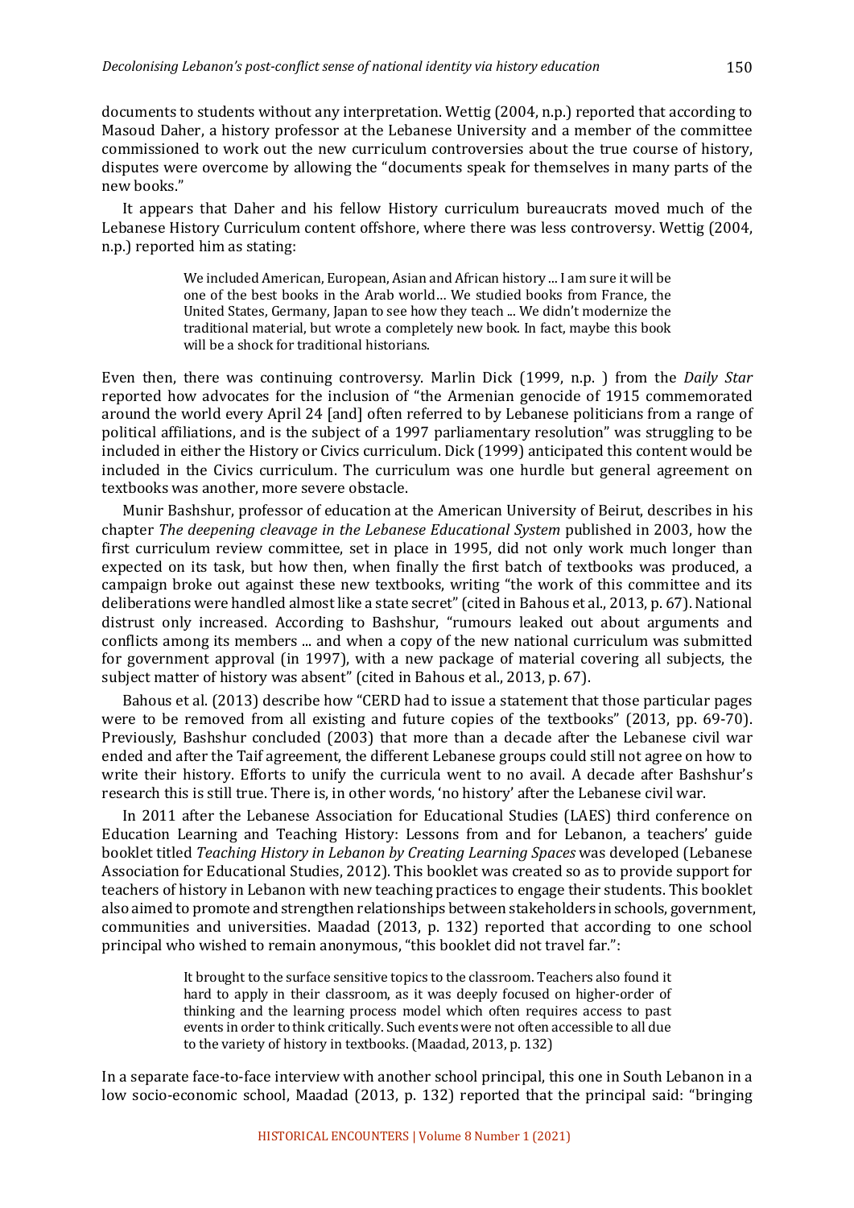documents to students without any interpretation. Wettig (2004, n.p.) reported that according to Masoud Daher, a history professor at the Lebanese University and a member of the committee commissioned to work out the new curriculum controversies about the true course of history, disputes were overcome by allowing the "documents speak for themselves in many parts of the new books."

It appears that Daher and his fellow History curriculum bureaucrats moved much of the Lebanese History Curriculum content offshore, where there was less controversy. Wettig (2004, n.p.) reported him as stating:

> We included American, European, Asian and African history ... I am sure it will be one of the best books in the Arab world… We studied books from France, the United States, Germany, Japan to see how they teach ... We didn't modernize the traditional material, but wrote a completely new book. In fact, maybe this book will be a shock for traditional historians.

Even then, there was continuing controversy. Marlin Dick (1999, n.p. ) from the *Daily Star* reported how advocates for the inclusion of "the Armenian genocide of 1915 commemorated around the world every April 24 [and] often referred to by Lebanese politicians from a range of political affiliations, and is the subject of a 1997 parliamentary resolution" was struggling to be included in either the History or Civics curriculum. Dick (1999) anticipated this content would be included in the Civics curriculum. The curriculum was one hurdle but general agreement on textbooks was another, more severe obstacle.

Munir Bashshur, professor of education at the American University of Beirut, describes in his chapter *The deepening cleavage in the Lebanese Educational System* published in 2003, how the first curriculum review committee, set in place in 1995, did not only work much longer than expected on its task, but how then, when finally the first batch of textbooks was produced, a campaign broke out against these new textbooks, writing "the work of this committee and its deliberations were handled almost like a state secret" (cited in Bahous et al., 2013, p. 67). National distrust only increased. According to Bashshur, "rumours leaked out about arguments and conflicts among its members ... and when a copy of the new national curriculum was submitted for government approval (in 1997), with a new package of material covering all subjects, the subject matter of history was absent" (cited in Bahous et al., 2013, p. 67).

Bahous et al. (2013) describe how "CERD had to issue a statement that those particular pages were to be removed from all existing and future copies of the textbooks" (2013, pp. 69-70). Previously, Bashshur concluded (2003) that more than a decade after the Lebanese civil war ended and after the Taif agreement, the different Lebanese groups could still not agree on how to write their history. Efforts to unify the curricula went to no avail. A decade after Bashshur's research this is still true. There is, in other words, 'no history' after the Lebanese civil war.

In 2011 after the Lebanese Association for Educational Studies (LAES) third conference on Education Learning and Teaching History: Lessons from and for Lebanon, a teachers' guide booklet titled *Teaching History in Lebanon by Creating Learning Spaces* was developed (Lebanese Association for Educational Studies, 2012). This booklet was created so as to provide support for teachers of history in Lebanon with new teaching practices to engage their students. This booklet also aimed to promote and strengthen relationships between stakeholders in schools, government, communities and universities. Maadad (2013, p. 132) reported that according to one school principal who wished to remain anonymous, "this booklet did not travel far.":

> It brought to the surface sensitive topics to the classroom. Teachers also found it hard to apply in their classroom, as it was deeply focused on higher-order of thinking and the learning process model which often requires access to past events in order to think critically. Such events were not often accessible to all due to the variety of history in textbooks. (Maadad, 2013, p. 132)

In a separate face-to-face interview with another school principal, this one in South Lebanon in a low socio-economic school, Maadad (2013, p. 132) reported that the principal said: "bringing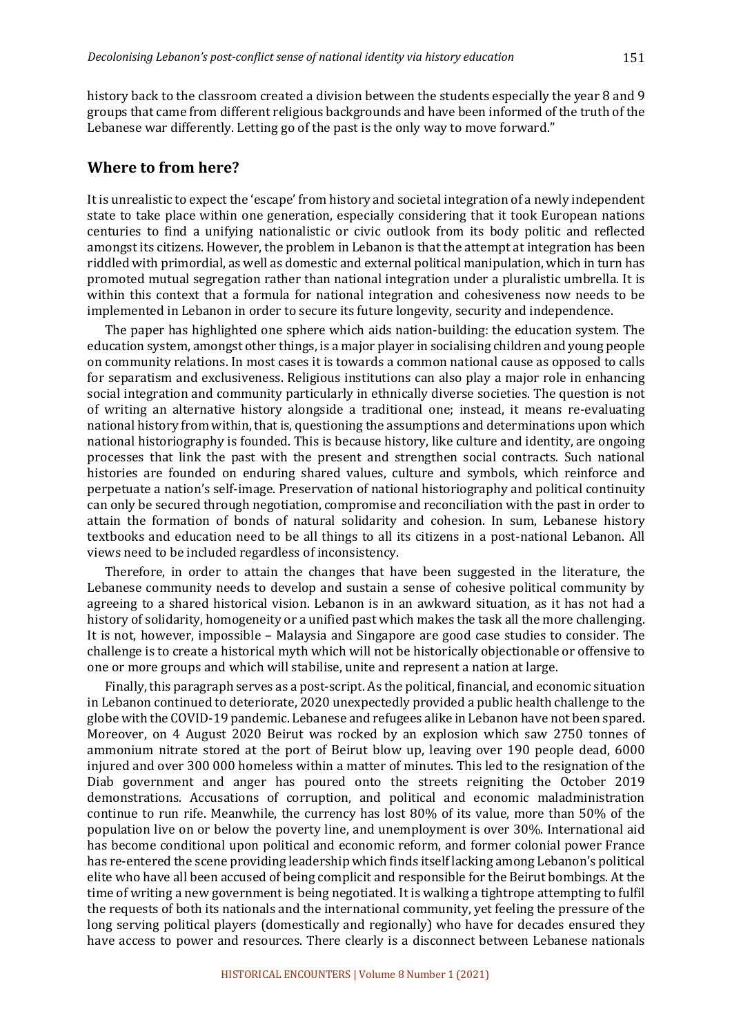history back to the classroom created a division between the students especially the year 8 and 9 groups that came from different religious backgrounds and have been informed of the truth of the Lebanese war differently. Letting go of the past is the only way to move forward."

## Where to from here?

It is unrealistic to expect the 'escape' from history and societal integration of a newly independent state to take place within one generation, especially considering that it took European nations centuries to find a unifying nationalistic or civic outlook from its body politic and reflected amongst its citizens. However, the problem in Lebanon is that the attempt at integration has been riddled with primordial, as well as domestic and external political manipulation, which in turn has promoted mutual segregation rather than national integration under a pluralistic umbrella. It is within this context that a formula for national integration and cohesiveness now needs to be implemented in Lebanon in order to secure its future longevity, security and independence.

The paper has highlighted one sphere which aids nation-building: the education system. The education system, amongst other things, is a major player in socialising children and young people on community relations. In most cases it is towards a common national cause as opposed to calls for separatism and exclusiveness. Religious institutions can also play a major role in enhancing social integration and community particularly in ethnically diverse societies. The question is not of writing an alternative history alongside a traditional one; instead, it means re-evaluating national history from within, that is, questioning the assumptions and determinations upon which national historiography is founded. This is because history, like culture and identity, are ongoing processes that link the past with the present and strengthen social contracts. Such national histories are founded on enduring shared values, culture and symbols, which reinforce and perpetuate a nation's self-image. Preservation of national historiography and political continuity can only be secured through negotiation, compromise and reconciliation with the past in order to attain the formation of bonds of natural solidarity and cohesion. In sum, Lebanese history textbooks and education need to be all things to all its citizens in a post-national Lebanon. All views need to be included regardless of inconsistency.

Therefore, in order to attain the changes that have been suggested in the literature, the Lebanese community needs to develop and sustain a sense of cohesive political community by agreeing to a shared historical vision. Lebanon is in an awkward situation, as it has not had a history of solidarity, homogeneity or a unified past which makes the task all the more challenging. It is not, however, impossible – Malaysia and Singapore are good case studies to consider. The challenge is to create a historical myth which will not be historically objectionable or offensive to one or more groups and which will stabilise, unite and represent a nation at large.

Finally, this paragraph serves as a post-script. As the political, financial, and economic situation in Lebanon continued to deteriorate, 2020 unexpectedly provided a public health challenge to the globe with the COVID-19 pandemic. Lebanese and refugees alike in Lebanon have not been spared. Moreover, on 4 August 2020 Beirut was rocked by an explosion which saw 2750 tonnes of ammonium nitrate stored at the port of Beirut blow up, leaving over 190 people dead, 6000 injured and over 300 000 homeless within a matter of minutes. This led to the resignation of the Diab government and anger has poured onto the streets reigniting the October 2019 demonstrations. Accusations of corruption, and political and economic maladministration continue to run rife. Meanwhile, the currency has lost 80% of its value, more than 50% of the population live on or below the poverty line, and unemployment is over 30%. International aid has become conditional upon political and economic reform, and former colonial power France has re-entered the scene providing leadership which finds itself lacking among Lebanon's political elite who have all been accused of being complicit and responsible for the Beirut bombings. At the time of writing a new government is being negotiated. It is walking a tightrope attempting to fulfil the requests of both its nationals and the international community, yet feeling the pressure of the long serving political players (domestically and regionally) who have for decades ensured they have access to power and resources. There clearly is a disconnect between Lebanese nationals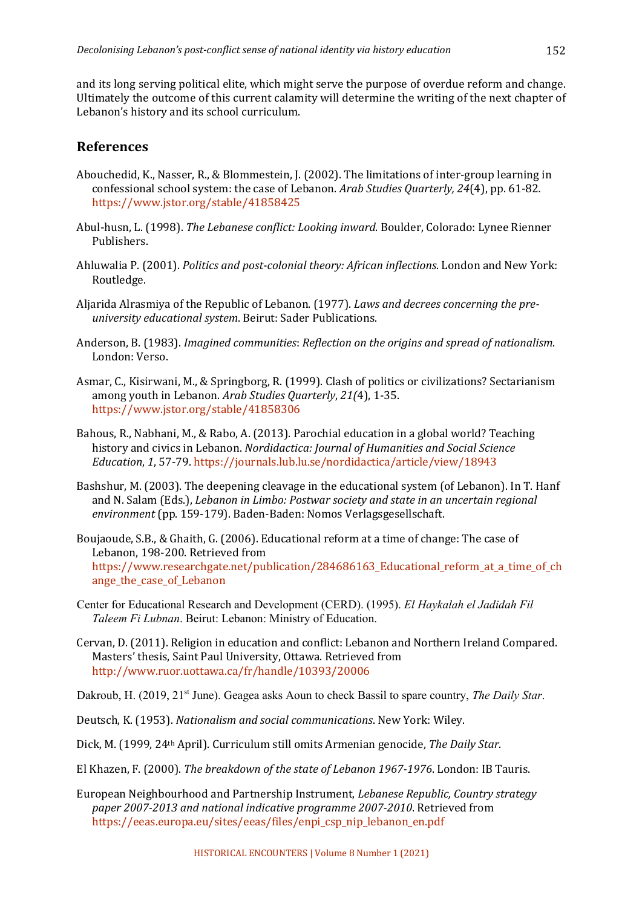and its long serving political elite, which might serve the purpose of overdue reform and change. Ultimately the outcome of this current calamity will determine the writing of the next chapter of Lebanon's history and its school curriculum.

## References

Abouchedid, K., Nasser, R., & Blommestein, J. (2002). The limitations of inter-group learning in confessional school system: the case of Lebanon. *Arab Studies Quarterly, 24*(4), pp. 61-82. https://www.jstor.org/stable/41858425

Abul-husn, L. (1998). *The Lebanese conflict: Looking inward*. Boulder, Colorado: Lynee Rienner Publishers.

Ahluwalia P. (2001). *Politics and post-colonial theory: African inflections*. London and New York: Routledge.

Aljarida Alrasmiya of the Republic of Lebanon. (1977). *Laws and decrees concerning the pre-university educational system*. Beirut: Sader Publications.

Anderson, B. (1983). *Imagined communities*: *Reflection on the origins and spread of nationalism*. London: Verso.

Asmar, C., Kisirwani, M., & Springborg, R. (1999). Clash of politics or civilizations? Sectarianism among youth in Lebanon. *Arab Studies Quarterly*, *21(*4), 1-35. https://www.jstor.org/stable/41858306

Bahous, R., Nabhani, M., & Rabo, A. (2013). Parochial education in a global world? Teaching history and civics in Lebanon. *Nordidactica: Journal of Humanities and Social Science Education*, *1*, 57-79. https://journals.lub.lu.se/nordidactica/article/view/18943

Bashshur, M. (2003). The deepening cleavage in the educational system (of Lebanon). In T. Hanf and N. Salam (Eds.), *Lebanon in Limbo: Postwar society and state in an uncertain regional environment* (pp. 159-179). Baden-Baden: Nomos Verlagsgesellschaft.

Boujaoude, S.B., & Ghaith, G. (2006). Educational reform at a time of change: The case of Lebanon, 198-200. Retrieved from https://www.researchgate.net/publication/284686163_Educational_reform_at_a_time_of_change_the_case_of_Lebanon

Center for Educational Research and Development (CERD). (1995). *El Haykalah el Jadidah Fil Taleem Fi Lubnan*. Beirut: Lebanon: Ministry of Education.

Cervan, D. (2011). Religion in education and conflict: Lebanon and Northern Ireland Compared. Masters' thesis, Saint Paul University, Ottawa. Retrieved from http://www.ruor.uottawa.ca/fr/handle/10393/20006

Dakroub, H. (2019, 21st June). Geagea asks Aoun to check Bassil to spare country, *The Daily Star*.

Deutsch, K. (1953). *Nationalism and social communications*. New York: Wiley.

Dick, M. (1999, 24th April). Curriculum still omits Armenian genocide, *The Daily Star*.

El Khazen, F. (2000). *The breakdown of the state of Lebanon 1967-1976*. London: IB Tauris.

European Neighbourhood and Partnership Instrument, *Lebanese Republic, Country strategy paper 2007-2013 and national indicative programme 2007-2010*. Retrieved from https://eeas.europa.eu/sites/eeas/files/enpi_csp_nip_lebanon_en.pdf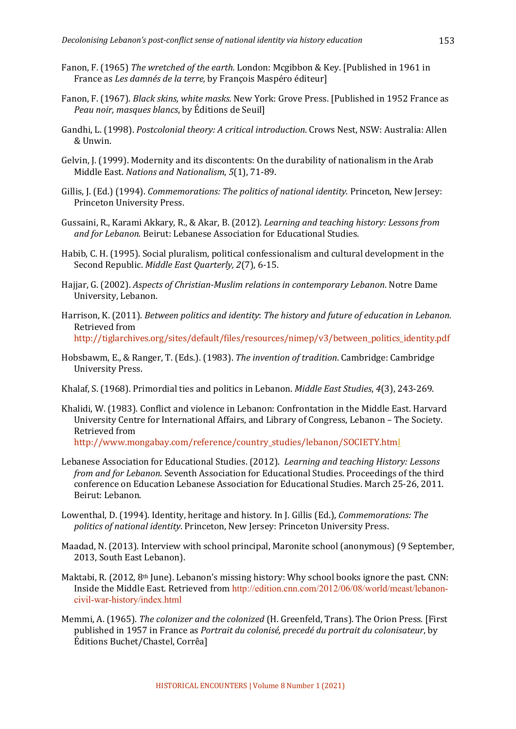Fanon, F. (1965) *The wretched of the earth.* London: Mcgibbon & Key. [Published in 1961 in France as *Les damnés de la terre,* by François Maspéro éditeur]

Fanon, F. (1967). *Black skins, white masks.* New York: Grove Press. [Published in 1952 France as *Peau noir, masques blancs*, by Éditions de Seuil]

Gandhi, L. (1998). *Postcolonial theory: A critical introduction*. Crows Nest, NSW: Australia: Allen & Unwin.

Gelvin, J. (1999). Modernity and its discontents: On the durability of nationalism in the Arab Middle East. *Nations and Nationalism*, *5*(1), 71-89.

Gillis, J. (Ed.) (1994). *Commemorations: The politics of national identity*. Princeton, New Jersey: Princeton University Press.

Gussaini, R., Karami Akkary, R., & Akar, B. (2012). *Learning and teaching history: Lessons from and for Lebanon.* Beirut: Lebanese Association for Educational Studies.

Habib, C. H. (1995). Social pluralism, political confessionalism and cultural development in the Second Republic. *Middle East Quarterly, 2*(7), 6-15.

Hajjar, G. (2002). *Aspects of Christian-Muslim relations in contemporary Lebanon*. Notre Dame University, Lebanon.

Harrison, K. (2011). *Between politics and identity*: *The history and future of education in Lebanon.* Retrieved from http://tiglarchives.org/sites/default/files/resources/nimep/v3/between_politics_identity.pdf

Hobsbawm, E., & Ranger, T. (Eds.). (1983). *The invention of tradition*. Cambridge: Cambridge University Press.

Khalaf, S. (1968). Primordial ties and politics in Lebanon. *Middle East Studies*, *4*(3), 243-269.

Khalidi, W. (1983). Conflict and violence in Lebanon: Confrontation in the Middle East. Harvard University Centre for International Affairs, and Library of Congress, Lebanon – The Society. Retrieved from http://www.mongabay.com/reference/country_studies/lebanon/SOCIETY.html

Lebanese Association for Educational Studies. (2012). *Learning and teaching History: Lessons from and for Lebanon*. Seventh Association for Educational Studies. Proceedings of the third conference on Education Lebanese Association for Educational Studies. March 25-26, 2011. Beirut: Lebanon.

Lowenthal, D. (1994). Identity, heritage and history. In J. Gillis (Ed.), *Commemorations: The politics of national identity*. Princeton, New Jersey: Princeton University Press.

Maadad, N. (2013). Interview with school principal, Maronite school (anonymous) (9 September, 2013, South East Lebanon).

Maktabi, R. (2012, 8th June). Lebanon's missing history: Why school books ignore the past. CNN: Inside the Middle East. Retrieved from http://edition.cnn.com/2012/06/08/world/meast/lebanon-civil-war-history/index.html

Memmi, A. (1965). *The colonizer and the colonized* (H. Greenfeld, Trans). The Orion Press. [First published in 1957 in France as *Portrait du colonisé, precedé du portrait du colonisateur*, by Éditions Buchet/Chastel, Corrêa]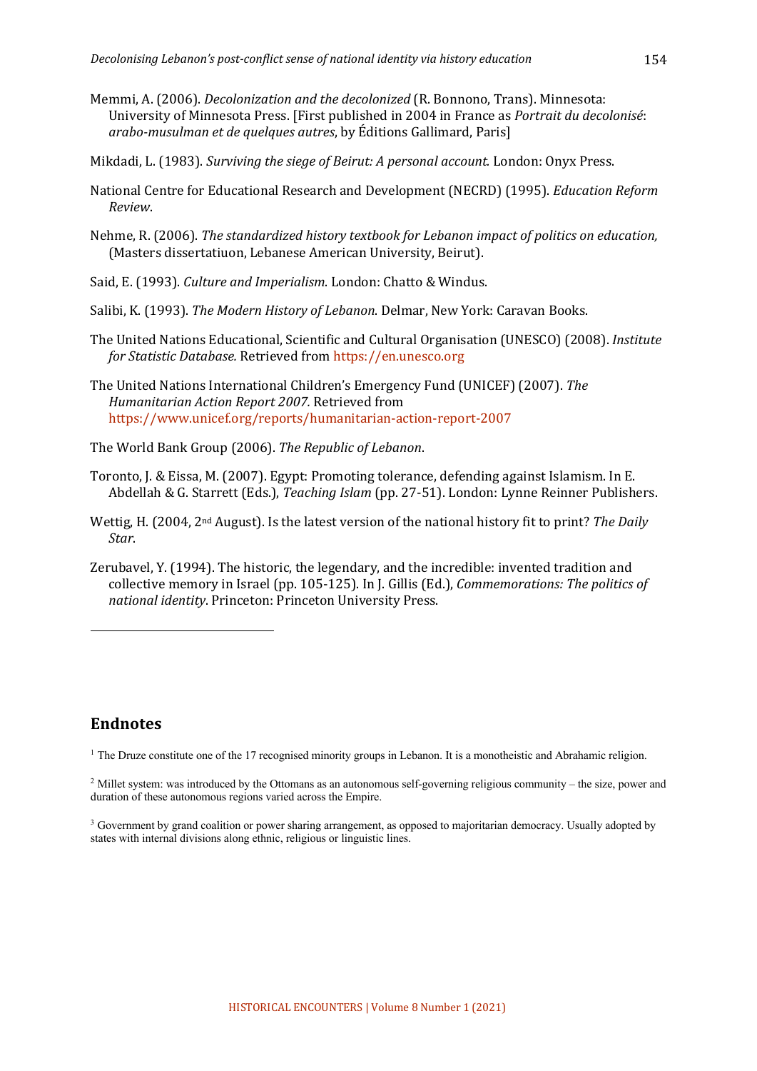Memmi, A. (2006). *Decolonization and the decolonized* (R. Bonnono, Trans). Minnesota: University of Minnesota Press. [First published in 2004 in France as *Portrait du decolonisé*: *arabo-musulman et de quelques autres*, by Éditions Gallimard, Paris]

Mikdadi, L. (1983). *Surviving the siege of Beirut: A personal account.* London: Onyx Press.

National Centre for Educational Research and Development (NECRD) (1995). *Education Reform Review*.

Nehme, R. (2006). *The standardized history textbook for Lebanon impact of politics on education,* (Masters dissertatiuon, Lebanese American University, Beirut).

Said, E. (1993). *Culture and Imperialism*. London: Chatto & Windus.

Salibi, K. (1993). *The Modern History of Lebanon*. Delmar, New York: Caravan Books.

The United Nations Educational, Scientific and Cultural Organisation (UNESCO) (2008). *Institute for Statistic Database.* Retrieved from https://en.unesco.org

The United Nations International Children's Emergency Fund (UNICEF) (2007). *The Humanitarian Action Report 2007*. Retrieved from https://www.unicef.org/reports/humanitarian-action-report-2007

The World Bank Group (2006). *The Republic of Lebanon*.

Toronto, J. & Eissa, M. (2007). Egypt: Promoting tolerance, defending against Islamism. In E. Abdellah & G. Starrett (Eds.), *Teaching Islam* (pp. 27-51). London: Lynne Reinner Publishers.

Wettig, H. (2004, 2nd August). Is the latest version of the national history fit to print? *The Daily Star*.

Zerubavel, Y. (1994). The historic, the legendary, and the incredible: invented tradition and collective memory in Israel (pp. 105-125). In J. Gillis (Ed.), *Commemorations: The politics of national identity*. Princeton: Princeton University Press.

## Endnotes

[1] The Druze constitute one of the 17 recognised minority groups in Lebanon. It is a monotheistic and Abrahamic religion.

[2] Millet system: was introduced by the Ottomans as an autonomous self-governing religious community – the size, power and duration of these autonomous regions varied across the Empire.

[3] Government by grand coalition or power sharing arrangement, as opposed to majoritarian democracy. Usually adopted by states with internal divisions along ethnic, religious or linguistic lines.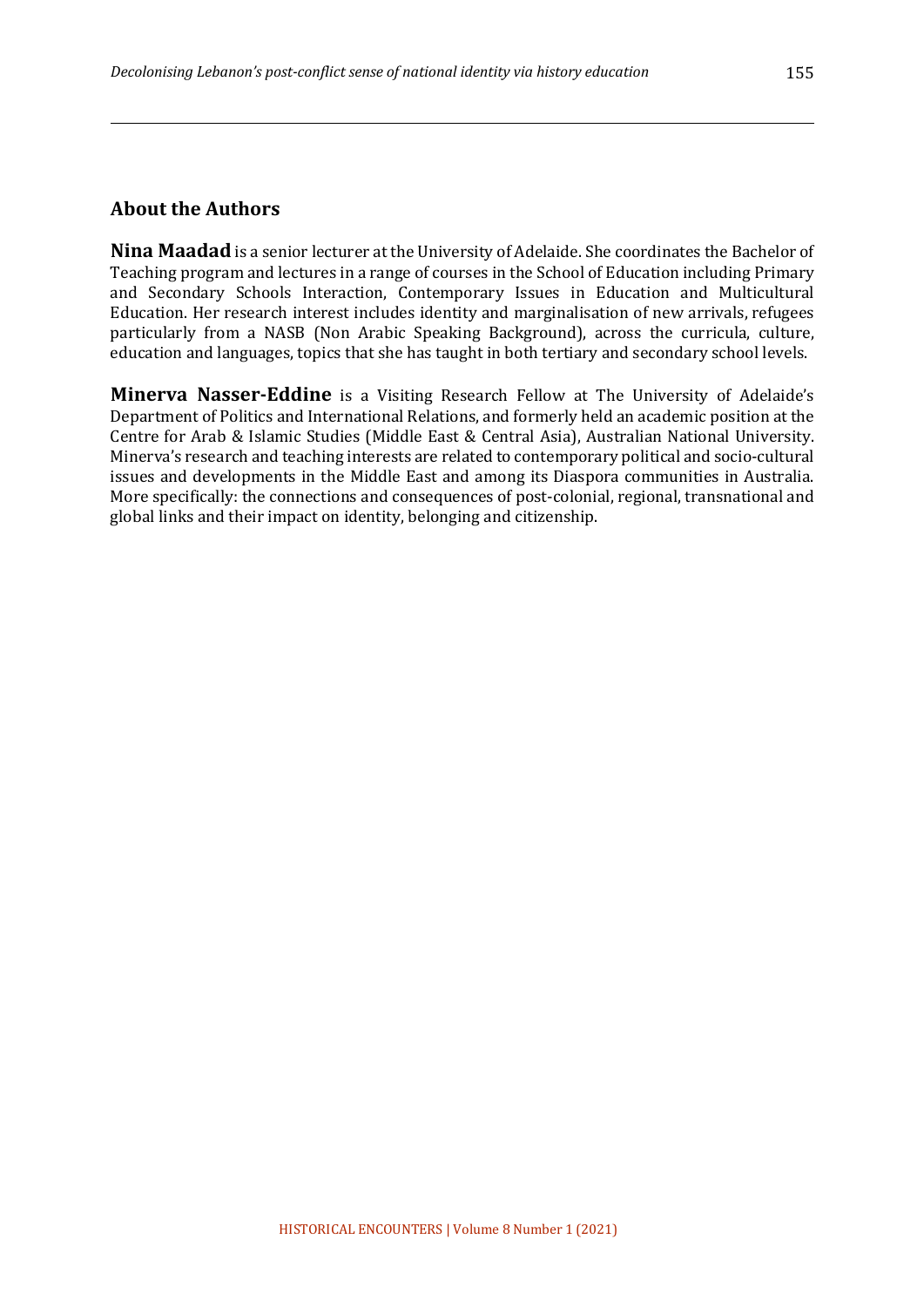## About the Authors

**Nina Maadad** is a senior lecturer at the University of Adelaide. She coordinates the Bachelor of Teaching program and lectures in a range of courses in the School of Education including Primary and Secondary Schools Interaction, Contemporary Issues in Education and Multicultural Education. Her research interest includes identity and marginalisation of new arrivals, refugees particularly from a NASB (Non Arabic Speaking Background), across the curricula, culture, education and languages, topics that she has taught in both tertiary and secondary school levels.

**Minerva Nasser-Eddine** is a Visiting Research Fellow at The University of Adelaide's Department of Politics and International Relations, and formerly held an academic position at the Centre for Arab & Islamic Studies (Middle East & Central Asia), Australian National University. Minerva's research and teaching interests are related to contemporary political and socio-cultural issues and developments in the Middle East and among its Diaspora communities in Australia. More specifically: the connections and consequences of post-colonial, regional, transnational and global links and their impact on identity, belonging and citizenship.